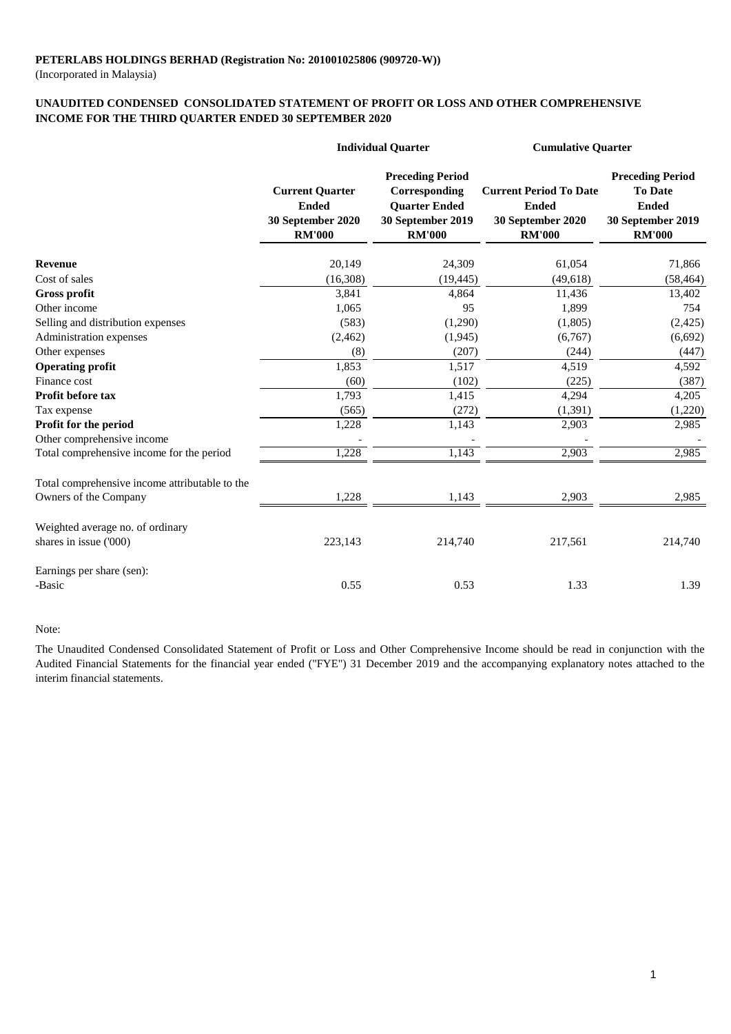**PETERLABS HOLDINGS BERHAD (Registration No: 201001025806 (909720-W))**

(Incorporated in Malaysia)

**UNAUDITED CONDENSED CONSOLIDATED STATEMENT OF PROFIT OR LOSS AND OTHER COMPREHENSIVE INCOME FOR THE THIRD QUARTER ENDED 30 SEPTEMBER 2020**

| | Individual Quarter | | Cumulative Quarter | |
|---|---|---|---|---|
| | **Current Quarter Ended 30 September 2020 RM'000** | **Preceding Period Corresponding Quarter Ended 30 September 2019 RM'000** | **Current Period To Date Ended 30 September 2020 RM'000** | **Preceding Period To Date Ended 30 September 2019 RM'000** |
| **Revenue** | 20,149 | 24,309 | 61,054 | 71,866 |
| Cost of sales | (16,308) | (19,445) | (49,618) | (58,464) |
| **Gross profit** | 3,841 | 4,864 | 11,436 | 13,402 |
| Other income | 1,065 | 95 | 1,899 | 754 |
| Selling and distribution expenses | (583) | (1,290) | (1,805) | (2,425) |
| Administration expenses | (2,462) | (1,945) | (6,767) | (6,692) |
| Other expenses | (8) | (207) | (244) | (447) |
| **Operating profit** | 1,853 | 1,517 | 4,519 | 4,592 |
| Finance cost | (60) | (102) | (225) | (387) |
| **Profit before tax** | 1,793 | 1,415 | 4,294 | 4,205 |
| Tax expense | (565) | (272) | (1,391) | (1,220) |
| **Profit for the period** | 1,228 | 1,143 | 2,903 | 2,985 |
| Other comprehensive income | - | - | - | - |
| Total comprehensive income for the period | 1,228 | 1,143 | 2,903 | 2,985 |
| Total comprehensive income attributable to the Owners of the Company | 1,228 | 1,143 | 2,903 | 2,985 |
| Weighted average no. of ordinary shares in issue ('000) | 223,143 | 214,740 | 217,561 | 214,740 |
| Earnings per share (sen): | | | | |
| -Basic | 0.55 | 0.53 | 1.33 | 1.39 |

Note:

The Unaudited Condensed Consolidated Statement of Profit or Loss and Other Comprehensive Income should be read in conjunction with the Audited Financial Statements for the financial year ended ("FYE") 31 December 2019 and the accompanying explanatory notes attached to the interim financial statements.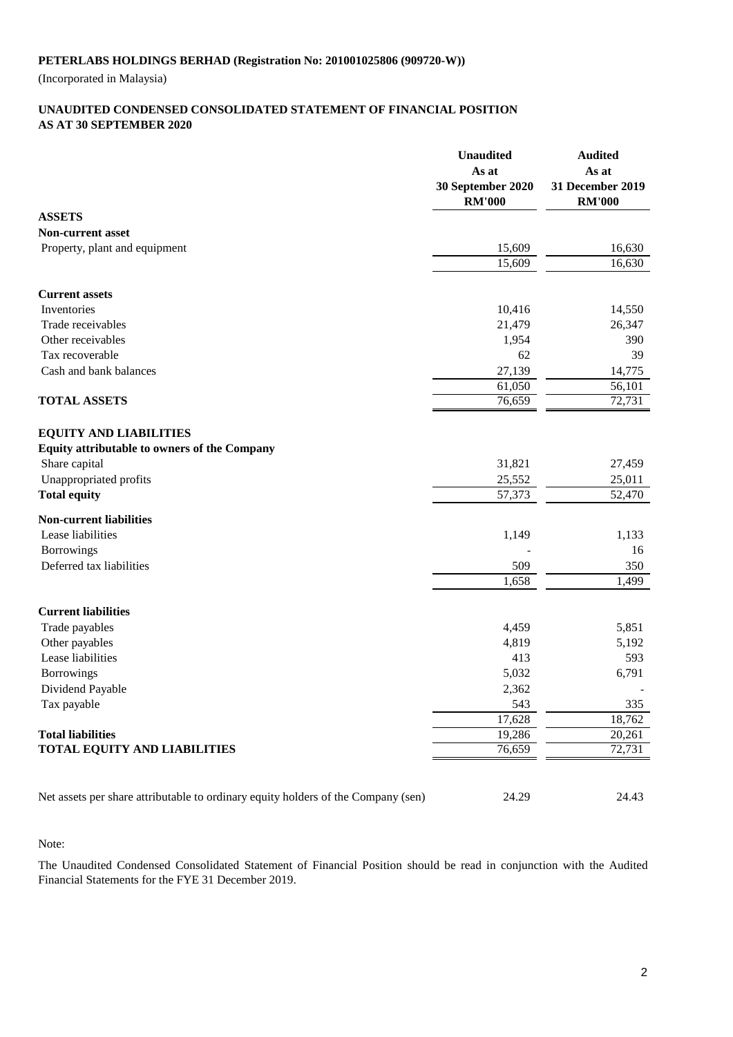**PETERLABS HOLDINGS BERHAD (Registration No: 201001025806 (909720-W))**

(Incorporated in Malaysia)

**UNAUDITED CONDENSED CONSOLIDATED STATEMENT OF FINANCIAL POSITION**
**AS AT 30 SEPTEMBER 2020**

| | Unaudited As at 30 September 2020 RM'000 | Audited As at 31 December 2019 RM'000 |
|---|---|---|
| **ASSETS** | | |
| **Non-current asset** | | |
| Property, plant and equipment | 15,609 | 16,630 |
| | 15,609 | 16,630 |
| **Current assets** | | |
| Inventories | 10,416 | 14,550 |
| Trade receivables | 21,479 | 26,347 |
| Other receivables | 1,954 | 390 |
| Tax recoverable | 62 | 39 |
| Cash and bank balances | 27,139 | 14,775 |
| | 61,050 | 56,101 |
| **TOTAL ASSETS** | 76,659 | 72,731 |
| **EQUITY AND LIABILITIES** | | |
| **Equity attributable to owners of the Company** | | |
| Share capital | 31,821 | 27,459 |
| Unappropriated profits | 25,552 | 25,011 |
| **Total equity** | 57,373 | 52,470 |
| **Non-current liabilities** | | |
| Lease liabilities | 1,149 | 1,133 |
| Borrowings | - | 16 |
| Deferred tax liabilities | 509 | 350 |
| | 1,658 | 1,499 |
| **Current liabilities** | | |
| Trade payables | 4,459 | 5,851 |
| Other payables | 4,819 | 5,192 |
| Lease liabilities | 413 | 593 |
| Borrowings | 5,032 | 6,791 |
| Dividend Payable | 2,362 | - |
| Tax payable | 543 | 335 |
| | 17,628 | 18,762 |
| **Total liabilities** | 19,286 | 20,261 |
| **TOTAL EQUITY AND LIABILITIES** | 76,659 | 72,731 |
| Net assets per share attributable to ordinary equity holders of the Company (sen) | 24.29 | 24.43 |

Note:

The Unaudited Condensed Consolidated Statement of Financial Position should be read in conjunction with the Audited Financial Statements for the FYE 31 December 2019.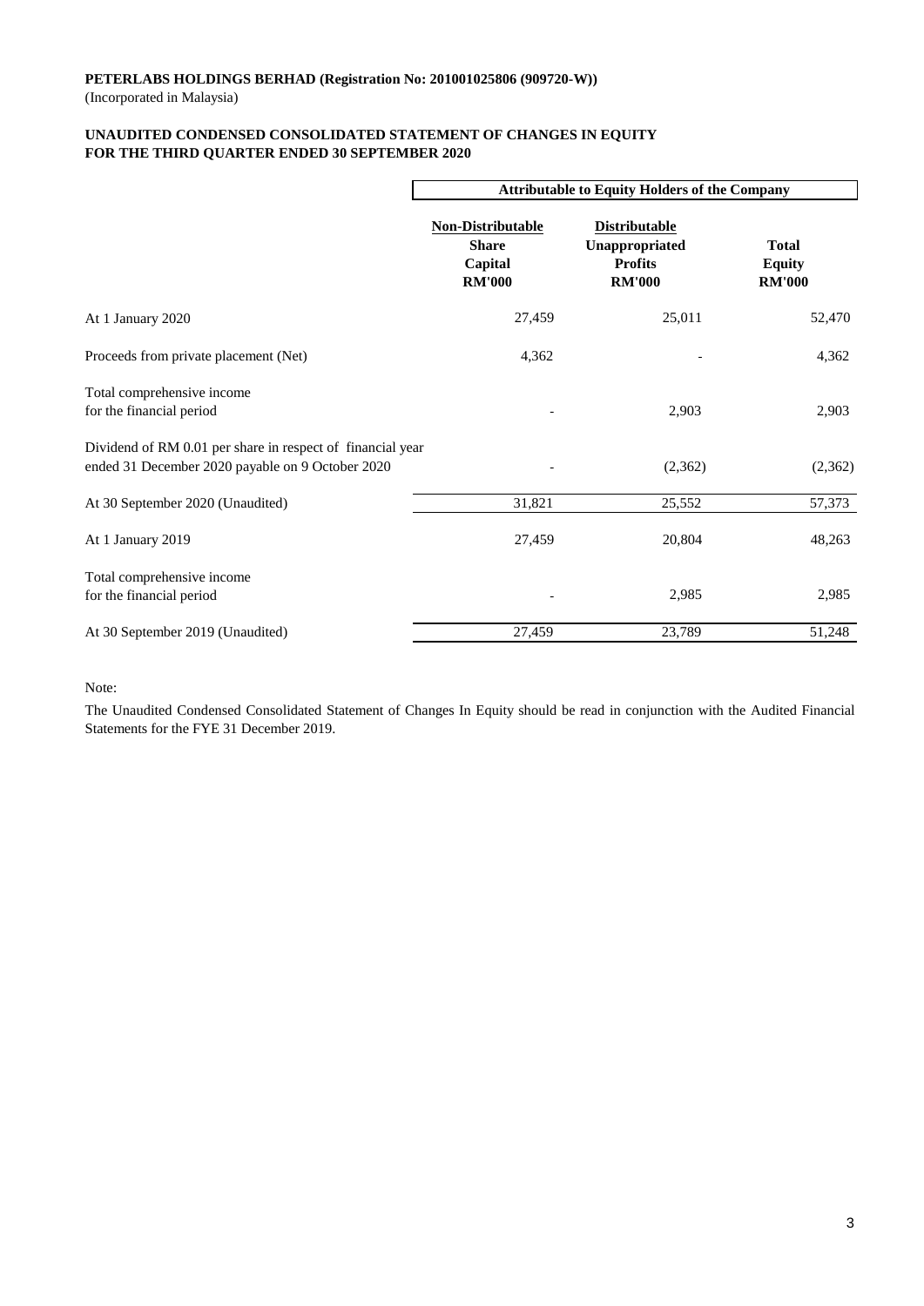**PETERLABS HOLDINGS BERHAD (Registration No: 201001025806 (909720-W))**
(Incorporated in Malaysia)

**UNAUDITED CONDENSED CONSOLIDATED STATEMENT OF CHANGES IN EQUITY**
**FOR THE THIRD QUARTER ENDED 30 SEPTEMBER 2020**

| | Attributable to Equity Holders of the Company | | |
|---|---|---|---|
| | **Non-Distributable** **Share Capital RM'000** | **Distributable** **Unappropriated Profits RM'000** | **Total Equity RM'000** |
| At 1 January 2020 | 27,459 | 25,011 | 52,470 |
| Proceeds from private placement (Net) | 4,362 | - | 4,362 |
| Total comprehensive income for the financial period | - | 2,903 | 2,903 |
| Dividend of RM 0.01 per share in respect of financial year ended 31 December 2020 payable on 9 October 2020 | - | (2,362) | (2,362) |
| At 30 September 2020 (Unaudited) | 31,821 | 25,552 | 57,373 |
| At 1 January 2019 | 27,459 | 20,804 | 48,263 |
| Total comprehensive income for the financial period | - | 2,985 | 2,985 |
| At 30 September 2019 (Unaudited) | 27,459 | 23,789 | 51,248 |

Note:

The Unaudited Condensed Consolidated Statement of Changes In Equity should be read in conjunction with the Audited Financial Statements for the FYE 31 December 2019.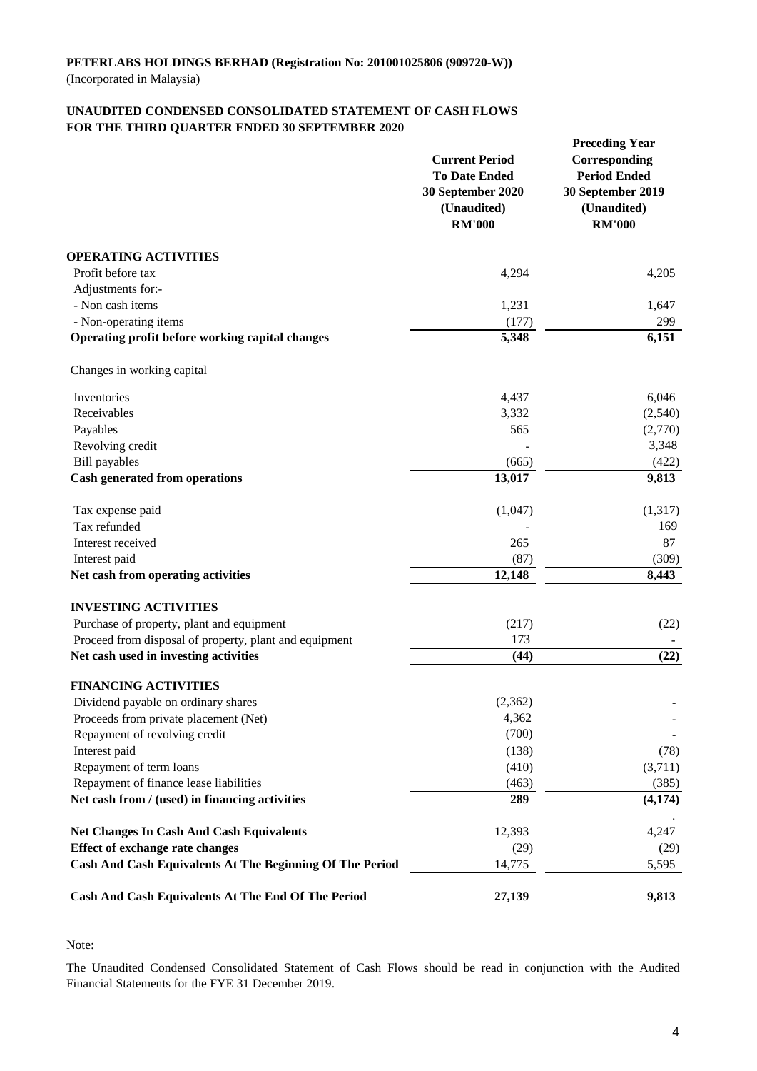**PETERLABS HOLDINGS BERHAD (Registration No: 201001025806 (909720-W))**
(Incorporated in Malaysia)

**UNAUDITED CONDENSED CONSOLIDATED STATEMENT OF CASH FLOWS**
**FOR THE THIRD QUARTER ENDED 30 SEPTEMBER 2020**

| | Current Period To Date Ended 30 September 2020 (Unaudited) RM'000 | Preceding Year Corresponding Period Ended 30 September 2019 (Unaudited) RM'000 |
|---|---|---|
| **OPERATING ACTIVITIES** | | |
| Profit before tax | 4,294 | 4,205 |
| Adjustments for:- | | |
| - Non cash items | 1,231 | 1,647 |
| - Non-operating items | (177) | 299 |
| **Operating profit before working capital changes** | **5,348** | **6,151** |
| Changes in working capital | | |
| Inventories | 4,437 | 6,046 |
| Receivables | 3,332 | (2,540) |
| Payables | 565 | (2,770) |
| Revolving credit | - | 3,348 |
| Bill payables | (665) | (422) |
| **Cash generated from operations** | **13,017** | **9,813** |
| Tax expense paid | (1,047) | (1,317) |
| Tax refunded | - | 169 |
| Interest received | 265 | 87 |
| Interest paid | (87) | (309) |
| **Net cash from operating activities** | **12,148** | **8,443** |
| **INVESTING ACTIVITIES** | | |
| Purchase of property, plant and equipment | (217) | (22) |
| Proceed from disposal of property, plant and equipment | 173 | - |
| **Net cash used in investing activities** | **(44)** | **(22)** |
| **FINANCING ACTIVITIES** | | |
| Dividend payable on ordinary shares | (2,362) | - |
| Proceeds from private placement (Net) | 4,362 | - |
| Repayment of revolving credit | (700) | - |
| Interest paid | (138) | (78) |
| Repayment of term loans | (410) | (3,711) |
| Repayment of finance lease liabilities | (463) | (385) |
| **Net cash from / (used) in financing activities** | **289** | **(4,174)** |
| **Net Changes In Cash And Cash Equivalents** | 12,393 | 4,247 |
| **Effect of exchange rate changes** | (29) | (29) |
| **Cash And Cash Equivalents At The Beginning Of The Period** | 14,775 | 5,595 |
| **Cash And Cash Equivalents At The End Of The Period** | **27,139** | **9,813** |

Note:

The Unaudited Condensed Consolidated Statement of Cash Flows should be read in conjunction with the Audited Financial Statements for the FYE 31 December 2019.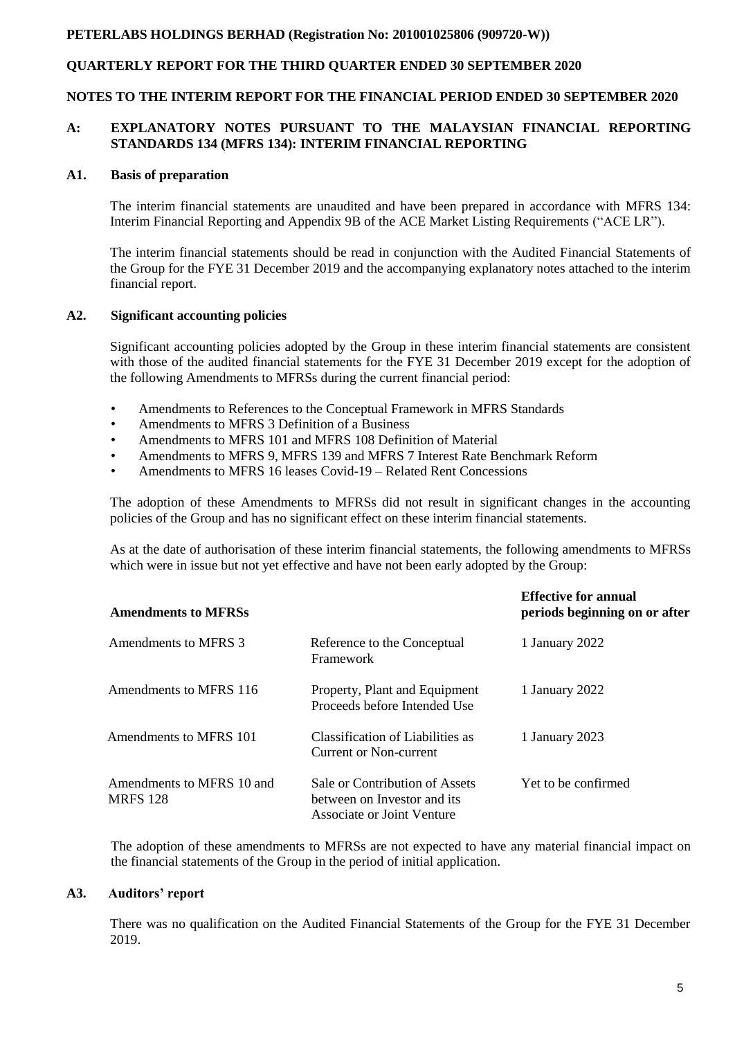**PETERLABS HOLDINGS BERHAD (Registration No: 201001025806 (909720-W))**

**QUARTERLY REPORT FOR THE THIRD QUARTER ENDED 30 SEPTEMBER 2020**

**NOTES TO THE INTERIM REPORT FOR THE FINANCIAL PERIOD ENDED 30 SEPTEMBER 2020**

## A: EXPLANATORY NOTES PURSUANT TO THE MALAYSIAN FINANCIAL REPORTING STANDARDS 134 (MFRS 134): INTERIM FINANCIAL REPORTING

### A1. Basis of preparation

The interim financial statements are unaudited and have been prepared in accordance with MFRS 134: Interim Financial Reporting and Appendix 9B of the ACE Market Listing Requirements ("ACE LR").

The interim financial statements should be read in conjunction with the Audited Financial Statements of the Group for the FYE 31 December 2019 and the accompanying explanatory notes attached to the interim financial report.

### A2. Significant accounting policies

Significant accounting policies adopted by the Group in these interim financial statements are consistent with those of the audited financial statements for the FYE 31 December 2019 except for the adoption of the following Amendments to MFRSs during the current financial period:

- Amendments to References to the Conceptual Framework in MFRS Standards
- Amendments to MFRS 3 Definition of a Business
- Amendments to MFRS 101 and MFRS 108 Definition of Material
- Amendments to MFRS 9, MFRS 139 and MFRS 7 Interest Rate Benchmark Reform
- Amendments to MFRS 16 leases Covid-19 – Related Rent Concessions

The adoption of these Amendments to MFRSs did not result in significant changes in the accounting policies of the Group and has no significant effect on these interim financial statements.

As at the date of authorisation of these interim financial statements, the following amendments to MFRSs which were in issue but not yet effective and have not been early adopted by the Group:

| **Amendments to MFRSs** | | **Effective for annual periods beginning on or after** |
|---|---|---|
| Amendments to MFRS 3 | Reference to the Conceptual Framework | 1 January 2022 |
| Amendments to MFRS 116 | Property, Plant and Equipment Proceeds before Intended Use | 1 January 2022 |
| Amendments to MFRS 101 | Classification of Liabilities as Current or Non-current | 1 January 2023 |
| Amendments to MFRS 10 and MRFS 128 | Sale or Contribution of Assets between on Investor and its Associate or Joint Venture | Yet to be confirmed |

The adoption of these amendments to MFRSs are not expected to have any material financial impact on the financial statements of the Group in the period of initial application.

### A3. Auditors' report

There was no qualification on the Audited Financial Statements of the Group for the FYE 31 December 2019.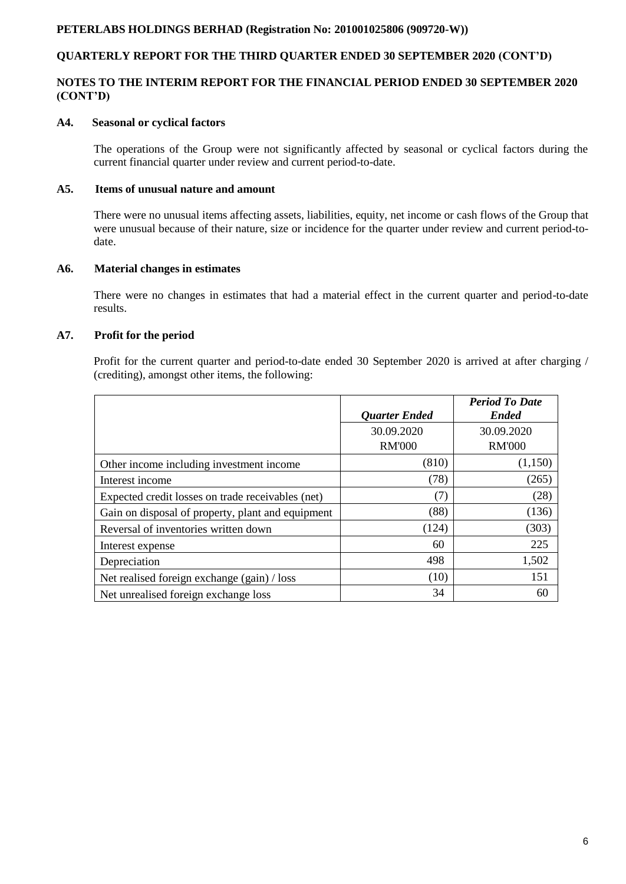## A4. Seasonal or cyclical factors

The operations of the Group were not significantly affected by seasonal or cyclical factors during the current financial quarter under review and current period-to-date.

## A5. Items of unusual nature and amount

There were no unusual items affecting assets, liabilities, equity, net income or cash flows of the Group that were unusual because of their nature, size or incidence for the quarter under review and current period-to-date.

## A6. Material changes in estimates

There were no changes in estimates that had a material effect in the current quarter and period-to-date results.

## A7. Profit for the period

Profit for the current quarter and period-to-date ended 30 September 2020 is arrived at after charging / (crediting), amongst other items, the following:

| | ***Quarter Ended*** | ***Period To Date Ended*** |
|---|---|---|
| | 30.09.2020 | 30.09.2020 |
| | RM'000 | RM'000 |
| Other income including investment income | (810) | (1,150) |
| Interest income | (78) | (265) |
| Expected credit losses on trade receivables (net) | (7) | (28) |
| Gain on disposal of property, plant and equipment | (88) | (136) |
| Reversal of inventories written down | (124) | (303) |
| Interest expense | 60 | 225 |
| Depreciation | 498 | 1,502 |
| Net realised foreign exchange (gain) / loss | (10) | 151 |
| Net unrealised foreign exchange loss | 34 | 60 |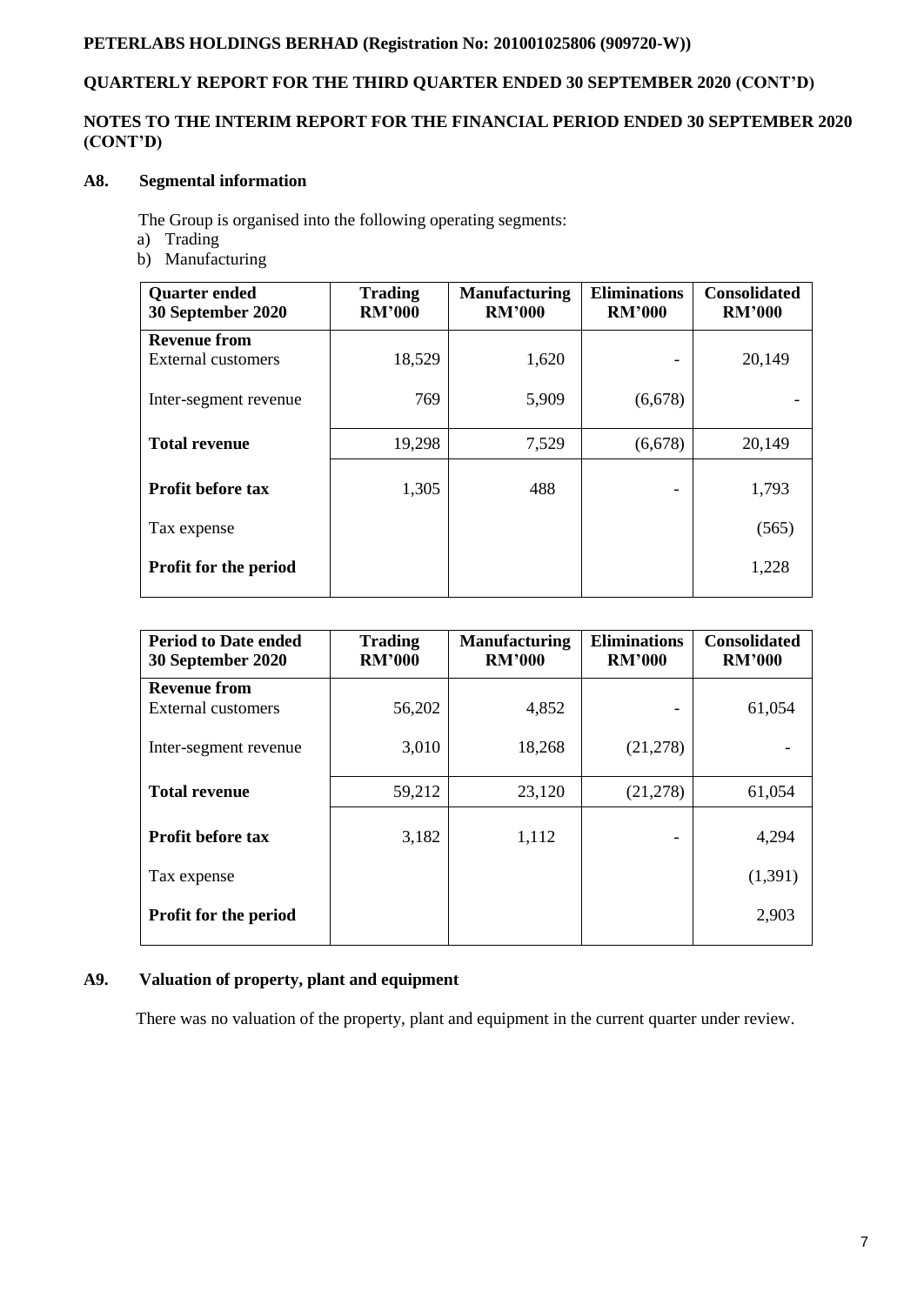## A8. Segmental information

The Group is organised into the following operating segments:

a) Trading
b) Manufacturing

| Quarter ended 30 September 2020 | Trading RM'000 | Manufacturing RM'000 | Eliminations RM'000 | Consolidated RM'000 |
|---|---|---|---|---|
| **Revenue from** External customers | 18,529 | 1,620 | - | 20,149 |
| Inter-segment revenue | 769 | 5,909 | (6,678) | - |
| **Total revenue** | 19,298 | 7,529 | (6,678) | 20,149 |
| **Profit before tax** | 1,305 | 488 | - | 1,793 |
| Tax expense | | | | (565) |
| **Profit for the period** | | | | 1,228 |

| Period to Date ended 30 September 2020 | Trading RM'000 | Manufacturing RM'000 | Eliminations RM'000 | Consolidated RM'000 |
|---|---|---|---|---|
| **Revenue from** External customers | 56,202 | 4,852 | - | 61,054 |
| Inter-segment revenue | 3,010 | 18,268 | (21,278) | - |
| **Total revenue** | 59,212 | 23,120 | (21,278) | 61,054 |
| **Profit before tax** | 3,182 | 1,112 | - | 4,294 |
| Tax expense | | | | (1,391) |
| **Profit for the period** | | | | 2,903 |

## A9. Valuation of property, plant and equipment

There was no valuation of the property, plant and equipment in the current quarter under review.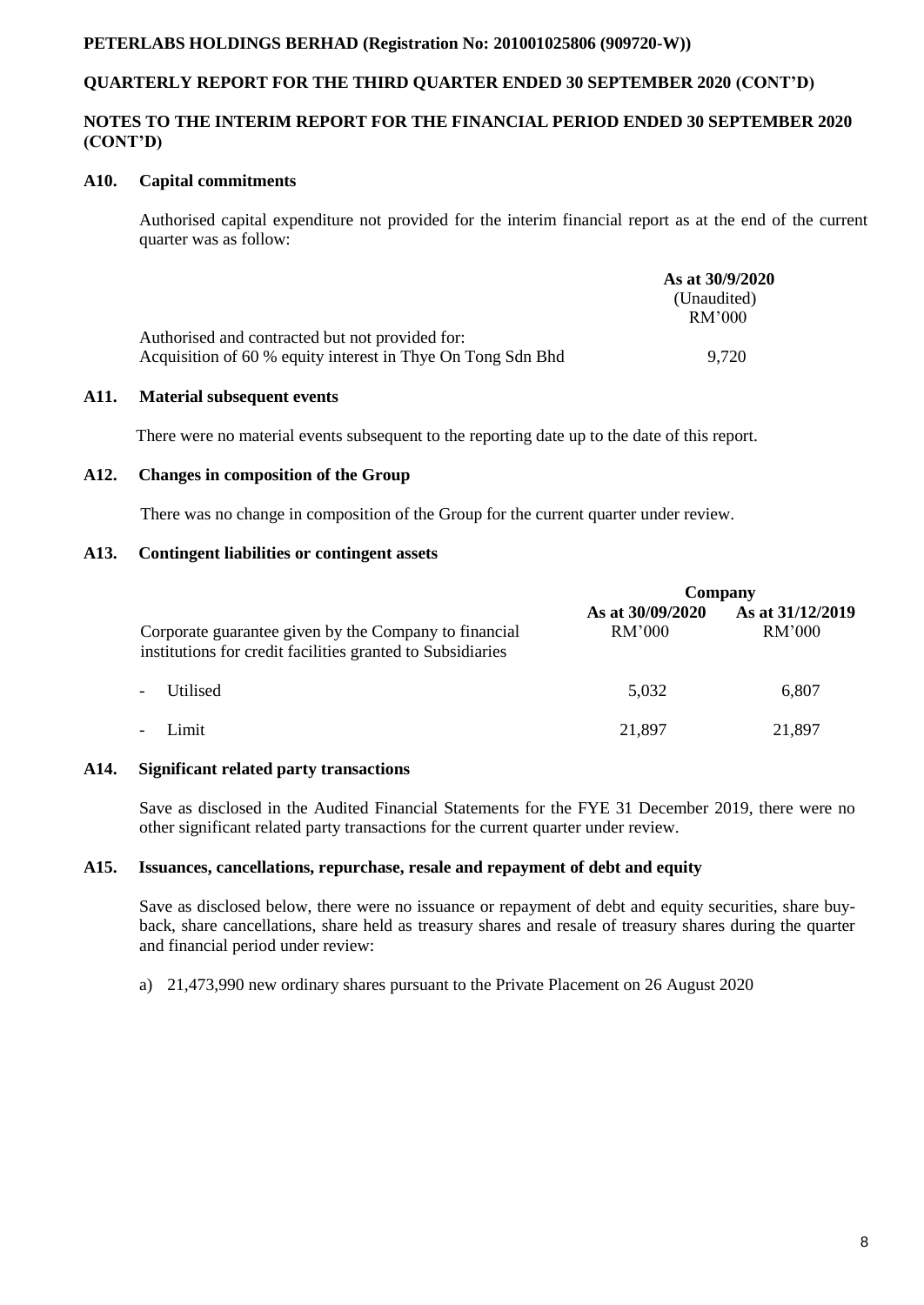## A10. Capital commitments

Authorised capital expenditure not provided for the interim financial report as at the end of the current quarter was as follow:

| | As at 30/9/2020 (Unaudited) RM'000 |
|---|---|
| Authorised and contracted but not provided for: | |
| Acquisition of 60 % equity interest in Thye On Tong Sdn Bhd | 9,720 |

## A11. Material subsequent events

There were no material events subsequent to the reporting date up to the date of this report.

## A12. Changes in composition of the Group

There was no change in composition of the Group for the current quarter under review.

## A13. Contingent liabilities or contingent assets

| | Company | |
|---|---|---|
| Corporate guarantee given by the Company to financial institutions for credit facilities granted to Subsidiaries | As at 30/09/2020 RM'000 | As at 31/12/2019 RM'000 |
| - Utilised | 5,032 | 6,807 |
| - Limit | 21,897 | 21,897 |

## A14. Significant related party transactions

Save as disclosed in the Audited Financial Statements for the FYE 31 December 2019, there were no other significant related party transactions for the current quarter under review.

## A15. Issuances, cancellations, repurchase, resale and repayment of debt and equity

Save as disclosed below, there were no issuance or repayment of debt and equity securities, share buy-back, share cancellations, share held as treasury shares and resale of treasury shares during the quarter and financial period under review:

a) 21,473,990 new ordinary shares pursuant to the Private Placement on 26 August 2020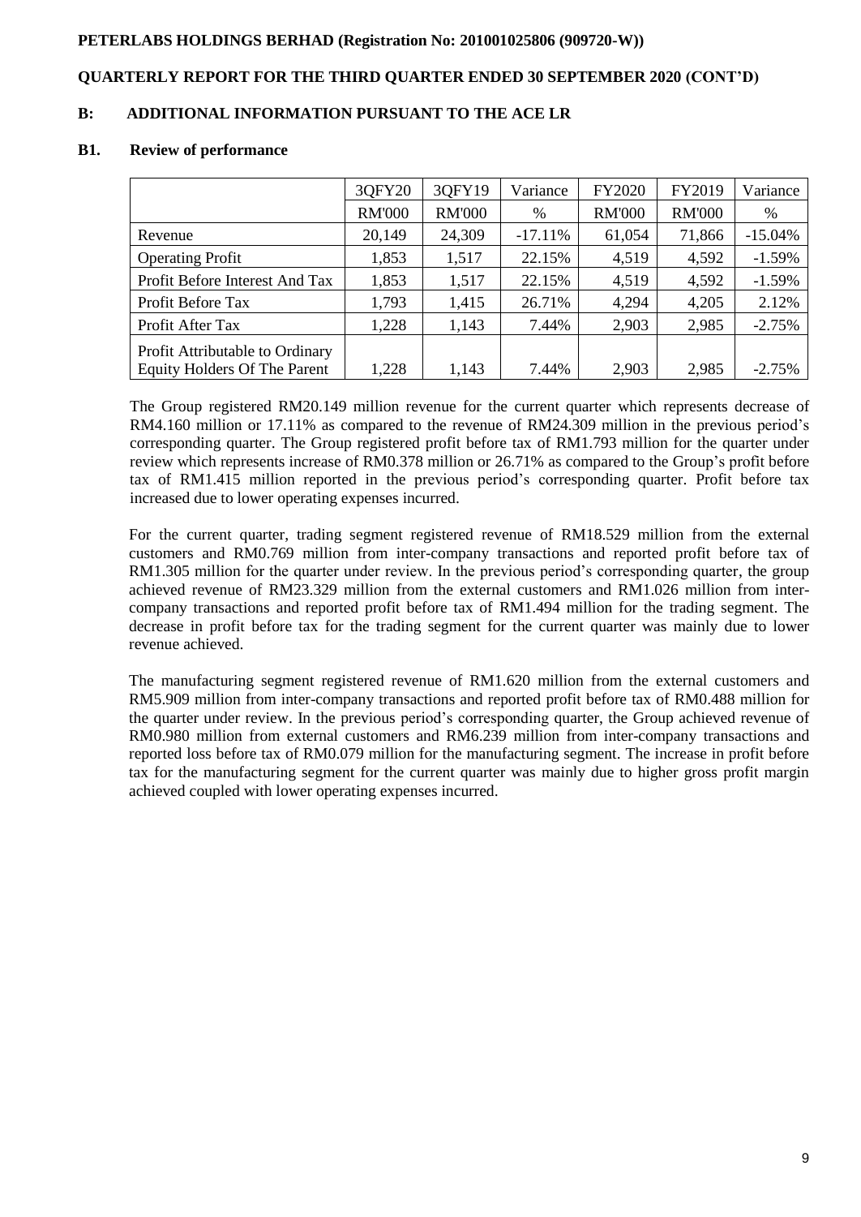## PETERLABS HOLDINGS BERHAD (Registration No: 201001025806 (909720-W))

## QUARTERLY REPORT FOR THE THIRD QUARTER ENDED 30 SEPTEMBER 2020 (CONT'D)

## B: ADDITIONAL INFORMATION PURSUANT TO THE ACE LR

### B1. Review of performance

| | 3QFY20 | 3QFY19 | Variance | FY2020 | FY2019 | Variance |
|---|---|---|---|---|---|---|
| | RM'000 | RM'000 | % | RM'000 | RM'000 | % |
| Revenue | 20,149 | 24,309 | -17.11% | 61,054 | 71,866 | -15.04% |
| Operating Profit | 1,853 | 1,517 | 22.15% | 4,519 | 4,592 | -1.59% |
| Profit Before Interest And Tax | 1,853 | 1,517 | 22.15% | 4,519 | 4,592 | -1.59% |
| Profit Before Tax | 1,793 | 1,415 | 26.71% | 4,294 | 4,205 | 2.12% |
| Profit After Tax | 1,228 | 1,143 | 7.44% | 2,903 | 2,985 | -2.75% |
| Profit Attributable to Ordinary Equity Holders Of The Parent | 1,228 | 1,143 | 7.44% | 2,903 | 2,985 | -2.75% |

The Group registered RM20.149 million revenue for the current quarter which represents decrease of RM4.160 million or 17.11% as compared to the revenue of RM24.309 million in the previous period's corresponding quarter. The Group registered profit before tax of RM1.793 million for the quarter under review which represents increase of RM0.378 million or 26.71% as compared to the Group's profit before tax of RM1.415 million reported in the previous period's corresponding quarter. Profit before tax increased due to lower operating expenses incurred.

For the current quarter, trading segment registered revenue of RM18.529 million from the external customers and RM0.769 million from inter-company transactions and reported profit before tax of RM1.305 million for the quarter under review. In the previous period's corresponding quarter, the group achieved revenue of RM23.329 million from the external customers and RM1.026 million from inter-company transactions and reported profit before tax of RM1.494 million for the trading segment. The decrease in profit before tax for the trading segment for the current quarter was mainly due to lower revenue achieved.

The manufacturing segment registered revenue of RM1.620 million from the external customers and RM5.909 million from inter-company transactions and reported profit before tax of RM0.488 million for the quarter under review. In the previous period's corresponding quarter, the Group achieved revenue of RM0.980 million from external customers and RM6.239 million from inter-company transactions and reported loss before tax of RM0.079 million for the manufacturing segment. The increase in profit before tax for the manufacturing segment for the current quarter was mainly due to higher gross profit margin achieved coupled with lower operating expenses incurred.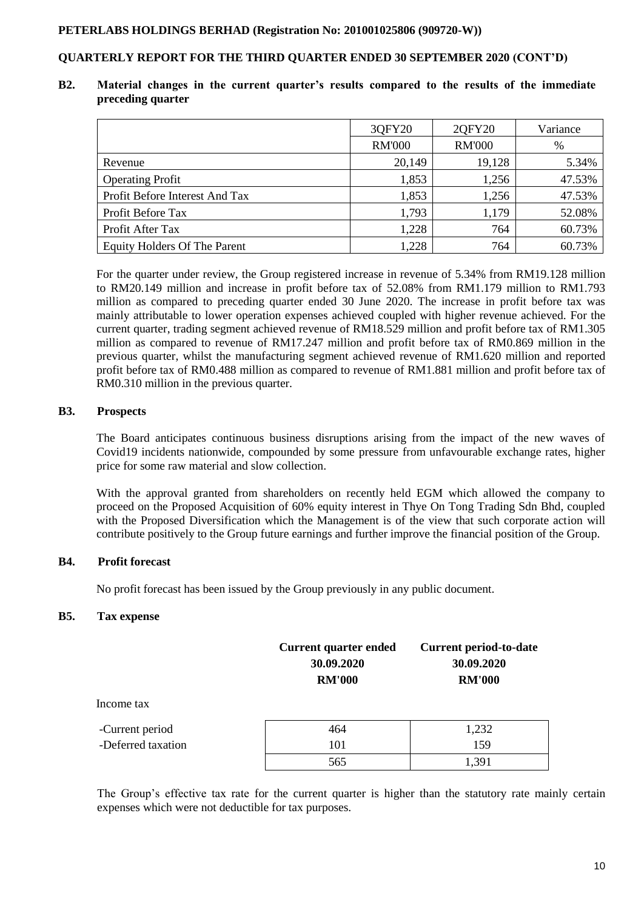## B2. Material changes in the current quarter's results compared to the results of the immediate preceding quarter

| | 3QFY20 | 2QFY20 | Variance |
|---|---|---|---|
| | RM'000 | RM'000 | % |
| Revenue | 20,149 | 19,128 | 5.34% |
| Operating Profit | 1,853 | 1,256 | 47.53% |
| Profit Before Interest And Tax | 1,853 | 1,256 | 47.53% |
| Profit Before Tax | 1,793 | 1,179 | 52.08% |
| Profit After Tax | 1,228 | 764 | 60.73% |
| Equity Holders Of The Parent | 1,228 | 764 | 60.73% |

For the quarter under review, the Group registered increase in revenue of 5.34% from RM19.128 million to RM20.149 million and increase in profit before tax of 52.08% from RM1.179 million to RM1.793 million as compared to preceding quarter ended 30 June 2020. The increase in profit before tax was mainly attributable to lower operation expenses achieved coupled with higher revenue achieved. For the current quarter, trading segment achieved revenue of RM18.529 million and profit before tax of RM1.305 million as compared to revenue of RM17.247 million and profit before tax of RM0.869 million in the previous quarter, whilst the manufacturing segment achieved revenue of RM1.620 million and reported profit before tax of RM0.488 million as compared to revenue of RM1.881 million and profit before tax of RM0.310 million in the previous quarter.

## B3. Prospects

The Board anticipates continuous business disruptions arising from the impact of the new waves of Covid19 incidents nationwide, compounded by some pressure from unfavourable exchange rates, higher price for some raw material and slow collection.

With the approval granted from shareholders on recently held EGM which allowed the company to proceed on the Proposed Acquisition of 60% equity interest in Thye On Tong Trading Sdn Bhd, coupled with the Proposed Diversification which the Management is of the view that such corporate action will contribute positively to the Group future earnings and further improve the financial position of the Group.

## B4. Profit forecast

No profit forecast has been issued by the Group previously in any public document.

## B5. Tax expense

| | Current quarter ended 30.09.2020 RM'000 | Current period-to-date 30.09.2020 RM'000 |
|---|---|---|
| Income tax | | |
| -Current period | 464 | 1,232 |
| -Deferred taxation | 101 | 159 |
| | 565 | 1,391 |

The Group's effective tax rate for the current quarter is higher than the statutory rate mainly certain expenses which were not deductible for tax purposes.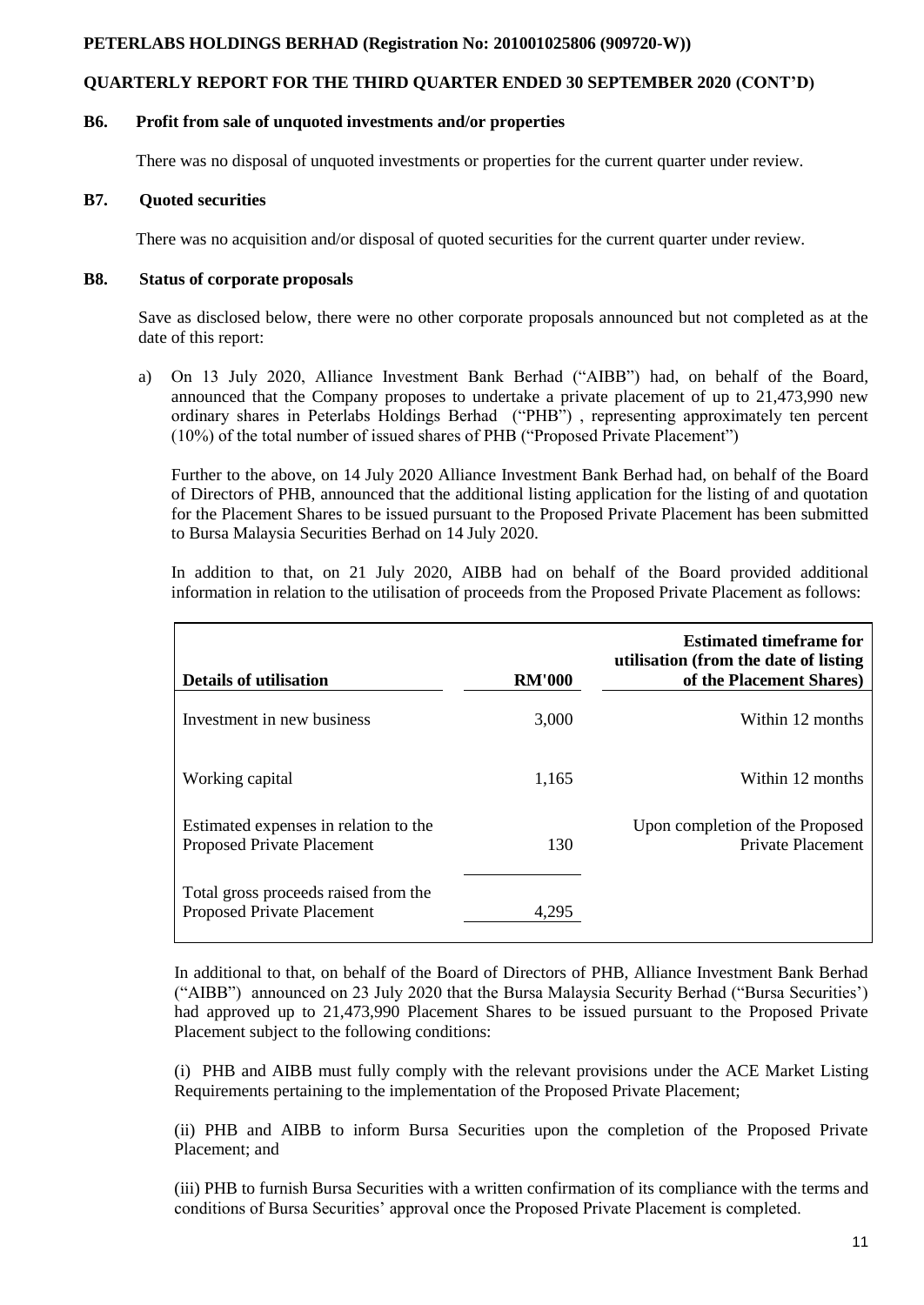**B6. Profit from sale of unquoted investments and/or properties**

There was no disposal of unquoted investments or properties for the current quarter under review.

**B7. Quoted securities**

There was no acquisition and/or disposal of quoted securities for the current quarter under review.

**B8. Status of corporate proposals**

Save as disclosed below, there were no other corporate proposals announced but not completed as at the date of this report:

a) On 13 July 2020, Alliance Investment Bank Berhad ("AIBB") had, on behalf of the Board, announced that the Company proposes to undertake a private placement of up to 21,473,990 new ordinary shares in Peterlabs Holdings Berhad ("PHB") , representing approximately ten percent (10%) of the total number of issued shares of PHB ("Proposed Private Placement")

Further to the above, on 14 July 2020 Alliance Investment Bank Berhad had, on behalf of the Board of Directors of PHB, announced that the additional listing application for the listing of and quotation for the Placement Shares to be issued pursuant to the Proposed Private Placement has been submitted to Bursa Malaysia Securities Berhad on 14 July 2020.

In addition to that, on 21 July 2020, AIBB had on behalf of the Board provided additional information in relation to the utilisation of proceeds from the Proposed Private Placement as follows:

| Details of utilisation | RM'000 | Estimated timeframe for utilisation (from the date of listing of the Placement Shares) |
|---|---|---|
| Investment in new business | 3,000 | Within 12 months |
| Working capital | 1,165 | Within 12 months |
| Estimated expenses in relation to the Proposed Private Placement | 130 | Upon completion of the Proposed Private Placement |
| Total gross proceeds raised from the Proposed Private Placement | 4,295 | |

In additional to that, on behalf of the Board of Directors of PHB, Alliance Investment Bank Berhad ("AIBB") announced on 23 July 2020 that the Bursa Malaysia Security Berhad ("Bursa Securities') had approved up to 21,473,990 Placement Shares to be issued pursuant to the Proposed Private Placement subject to the following conditions:

(i) PHB and AIBB must fully comply with the relevant provisions under the ACE Market Listing Requirements pertaining to the implementation of the Proposed Private Placement;

(ii) PHB and AIBB to inform Bursa Securities upon the completion of the Proposed Private Placement; and

(iii) PHB to furnish Bursa Securities with a written confirmation of its compliance with the terms and conditions of Bursa Securities' approval once the Proposed Private Placement is completed.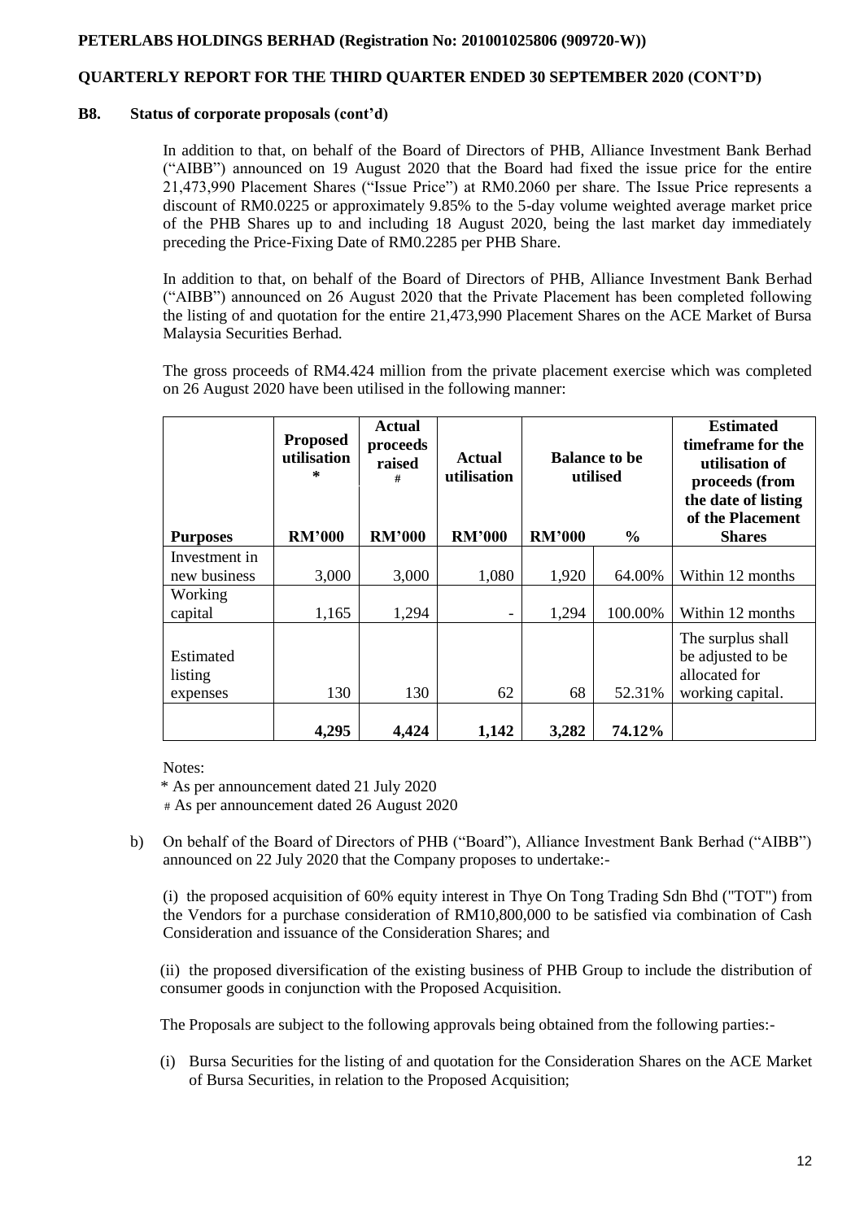### B8. Status of corporate proposals (cont'd)

In addition to that, on behalf of the Board of Directors of PHB, Alliance Investment Bank Berhad ("AIBB") announced on 19 August 2020 that the Board had fixed the issue price for the entire 21,473,990 Placement Shares ("Issue Price") at RM0.2060 per share. The Issue Price represents a discount of RM0.0225 or approximately 9.85% to the 5-day volume weighted average market price of the PHB Shares up to and including 18 August 2020, being the last market day immediately preceding the Price-Fixing Date of RM0.2285 per PHB Share.

In addition to that, on behalf of the Board of Directors of PHB, Alliance Investment Bank Berhad ("AIBB") announced on 26 August 2020 that the Private Placement has been completed following the listing of and quotation for the entire 21,473,990 Placement Shares on the ACE Market of Bursa Malaysia Securities Berhad.

The gross proceeds of RM4.424 million from the private placement exercise which was completed on 26 August 2020 have been utilised in the following manner:

| Purposes | Proposed utilisation * | Actual proceeds raised # | Actual utilisation | Balance to be utilised | | Estimated timeframe for the utilisation of proceeds (from the date of listing of the Placement Shares |
|---|---|---|---|---|---|---|
| | RM'000 | RM'000 | RM'000 | RM'000 | % | |
| Investment in new business | 3,000 | 3,000 | 1,080 | 1,920 | 64.00% | Within 12 months |
| Working capital | 1,165 | 1,294 | - | 1,294 | 100.00% | Within 12 months |
| Estimated listing expenses | 130 | 130 | 62 | 68 | 52.31% | The surplus shall be adjusted to be allocated for working capital. |
| | **4,295** | **4,424** | **1,142** | **3,282** | **74.12%** | |

Notes:

\* As per announcement dated 21 July 2020

\# As per announcement dated 26 August 2020

b) On behalf of the Board of Directors of PHB ("Board"), Alliance Investment Bank Berhad ("AIBB") announced on 22 July 2020 that the Company proposes to undertake:-

(i) the proposed acquisition of 60% equity interest in Thye On Tong Trading Sdn Bhd ("TOT") from the Vendors for a purchase consideration of RM10,800,000 to be satisfied via combination of Cash Consideration and issuance of the Consideration Shares; and

(ii) the proposed diversification of the existing business of PHB Group to include the distribution of consumer goods in conjunction with the Proposed Acquisition.

The Proposals are subject to the following approvals being obtained from the following parties:-

(i) Bursa Securities for the listing of and quotation for the Consideration Shares on the ACE Market of Bursa Securities, in relation to the Proposed Acquisition;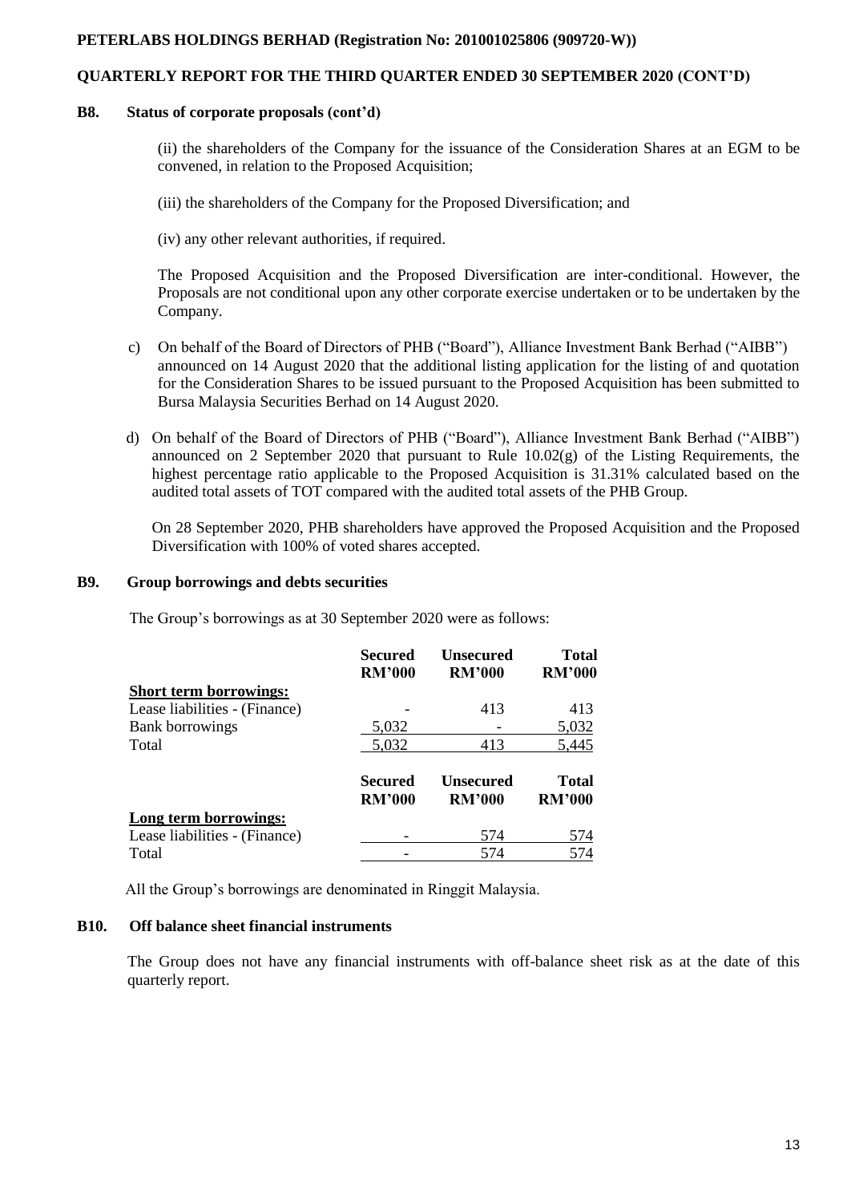### B8. Status of corporate proposals (cont'd)

(ii) the shareholders of the Company for the issuance of the Consideration Shares at an EGM to be convened, in relation to the Proposed Acquisition;

(iii) the shareholders of the Company for the Proposed Diversification; and

(iv) any other relevant authorities, if required.

The Proposed Acquisition and the Proposed Diversification are inter-conditional. However, the Proposals are not conditional upon any other corporate exercise undertaken or to be undertaken by the Company.

c) On behalf of the Board of Directors of PHB ("Board"), Alliance Investment Bank Berhad ("AIBB") announced on 14 August 2020 that the additional listing application for the listing of and quotation for the Consideration Shares to be issued pursuant to the Proposed Acquisition has been submitted to Bursa Malaysia Securities Berhad on 14 August 2020.

d) On behalf of the Board of Directors of PHB ("Board"), Alliance Investment Bank Berhad ("AIBB") announced on 2 September 2020 that pursuant to Rule 10.02(g) of the Listing Requirements, the highest percentage ratio applicable to the Proposed Acquisition is 31.31% calculated based on the audited total assets of TOT compared with the audited total assets of the PHB Group.

On 28 September 2020, PHB shareholders have approved the Proposed Acquisition and the Proposed Diversification with 100% of voted shares accepted.

### B9. Group borrowings and debts securities

The Group's borrowings as at 30 September 2020 were as follows:

| | Secured RM'000 | Unsecured RM'000 | Total RM'000 |
|---|---|---|---|
| **Short term borrowings:** | | | |
| Lease liabilities - (Finance) | - | 413 | 413 |
| Bank borrowings | 5,032 | - | 5,032 |
| Total | 5,032 | 413 | 5,445 |

| | Secured RM'000 | Unsecured RM'000 | Total RM'000 |
|---|---|---|---|
| **Long term borrowings:** | | | |
| Lease liabilities - (Finance) | - | 574 | 574 |
| Total | - | 574 | 574 |

All the Group's borrowings are denominated in Ringgit Malaysia.

### B10. Off balance sheet financial instruments

The Group does not have any financial instruments with off-balance sheet risk as at the date of this quarterly report.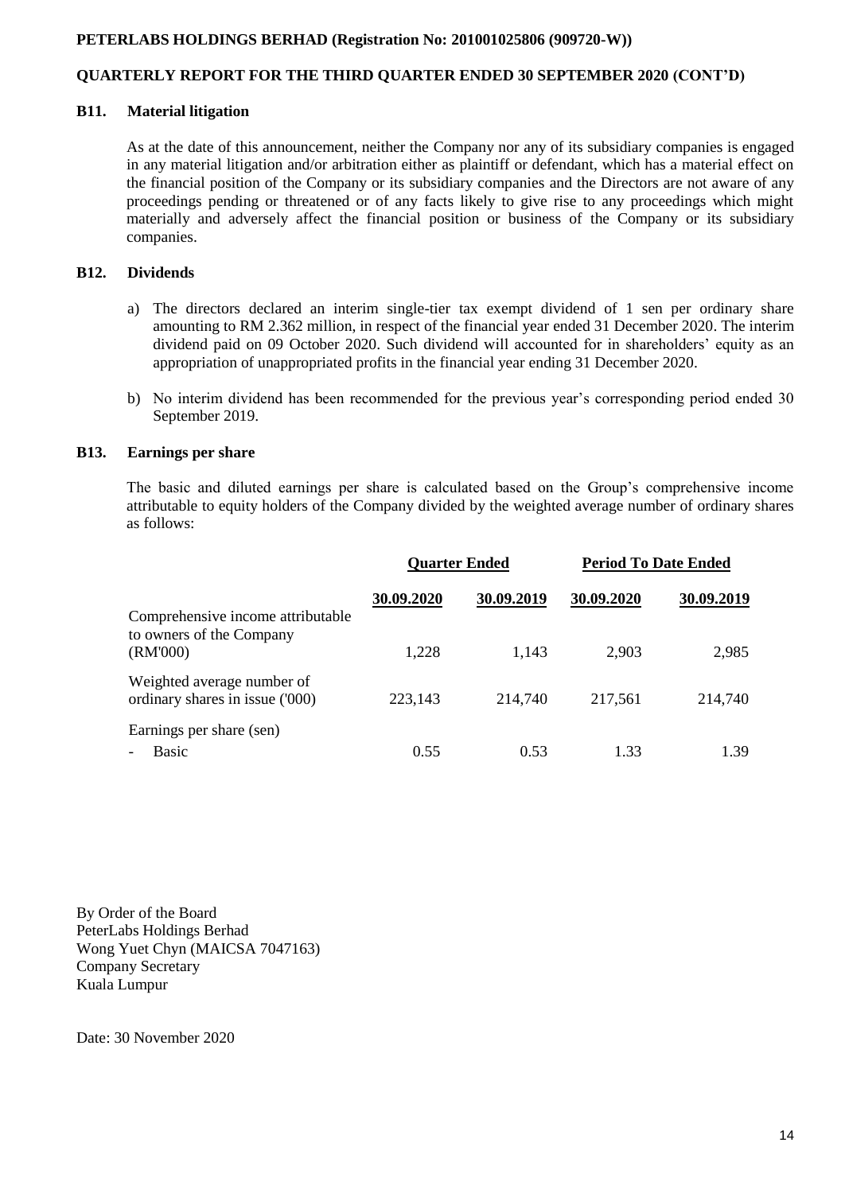### B11. Material litigation

As at the date of this announcement, neither the Company nor any of its subsidiary companies is engaged in any material litigation and/or arbitration either as plaintiff or defendant, which has a material effect on the financial position of the Company or its subsidiary companies and the Directors are not aware of any proceedings pending or threatened or of any facts likely to give rise to any proceedings which might materially and adversely affect the financial position or business of the Company or its subsidiary companies.

### B12. Dividends

a) The directors declared an interim single-tier tax exempt dividend of 1 sen per ordinary share amounting to RM 2.362 million, in respect of the financial year ended 31 December 2020. The interim dividend paid on 09 October 2020. Such dividend will accounted for in shareholders' equity as an appropriation of unappropriated profits in the financial year ending 31 December 2020.

b) No interim dividend has been recommended for the previous year's corresponding period ended 30 September 2019.

### B13. Earnings per share

The basic and diluted earnings per share is calculated based on the Group's comprehensive income attributable to equity holders of the Company divided by the weighted average number of ordinary shares as follows:

| | Quarter Ended | | Period To Date Ended | |
|---|---|---|---|---|
| | 30.09.2020 | 30.09.2019 | 30.09.2020 | 30.09.2019 |
| Comprehensive income attributable to owners of the Company (RM'000) | 1,228 | 1,143 | 2,903 | 2,985 |
| Weighted average number of ordinary shares in issue ('000) | 223,143 | 214,740 | 217,561 | 214,740 |
| Earnings per share (sen) | | | | |
| - Basic | 0.55 | 0.53 | 1.33 | 1.39 |

By Order of the Board
PeterLabs Holdings Berhad
Wong Yuet Chyn (MAICSA 7047163)
Company Secretary
Kuala Lumpur

Date: 30 November 2020